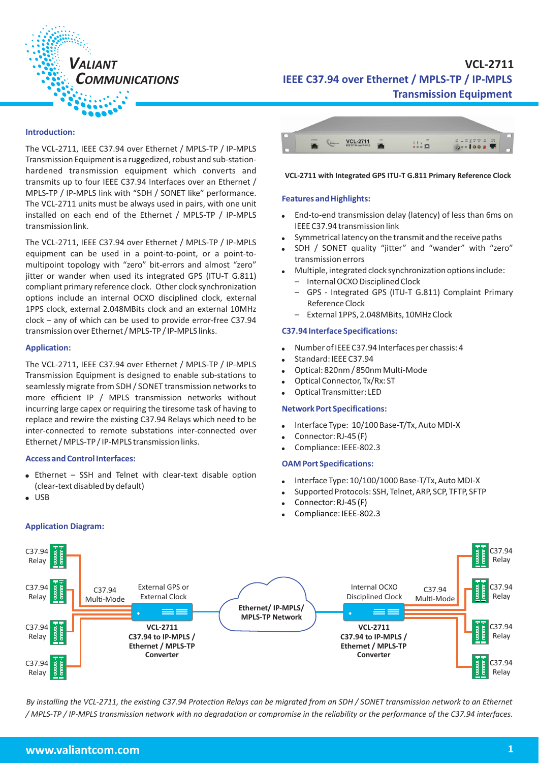# VCL-2711

## IEEE C37.94 over Ethernet / MPLS-TP / IP-MPLS Transmission Equipment

### Introduction:

The VCL-2711, IEEE C37.94 over Ethernet / MPLS-TP / IP-MPLS Transmission Equipment is a ruggedized, robust and sub-station-hardened transmission equipment which converts and transmits up to four IEEE C37.94 Interfaces over an Ethernet / MPLS-TP / IP-MPLS link with "SDH / SONET like" performance. The VCL-2711 units must be always used in pairs, with one unit installed on each end of the Ethernet / MPLS-TP / IP-MPLS transmission link.

The VCL-2711, IEEE C37.94 over Ethernet / MPLS-TP / IP-MPLS equipment can be used in a point-to-point, or a point-to-multipoint topology with "zero" bit-errors and almost "zero" jitter or wander when used its integrated GPS (ITU-T G.811) compliant primary reference clock. Other clock synchronization options include an internal OCXO disciplined clock, external 1PPS clock, external 2.048MBits clock and an external 10MHz clock – any of which can be used to provide error-free C37.94 transmission over Ethernet / MPLS-TP / IP-MPLS links.

### Application:

The VCL-2711, IEEE C37.94 over Ethernet / MPLS-TP / IP-MPLS Transmission Equipment is designed to enable sub-stations to seamlessly migrate from SDH / SONET transmission networks to more efficient IP / MPLS transmission networks without incurring large capex or requiring the tiresome task of having to replace and rewire the existing C37.94 Relays which need to be inter-connected to remote substations inter-connected over Ethernet / MPLS-TP / IP-MPLS transmission links.

### Access and Control Interfaces:

- Ethernet – SSH and Telnet with clear-text disable option (clear-text disabled by default)
- USB

**VCL-2711 with Integrated GPS ITU-T G.811 Primary Reference Clock**

### Features and Highlights:

- End-to-end transmission delay (latency) of less than 6ms on IEEE C37.94 transmission link
- Symmetrical latency on the transmit and the receive paths
- SDH / SONET quality "jitter" and "wander" with "zero" transmission errors
- Multiple, integrated clock synchronization options include:
  - Internal OCXO Disciplined Clock
  - GPS - Integrated GPS (ITU-T G.811) Complaint Primary Reference Clock
  - External 1PPS, 2.048MBits, 10MHz Clock

### C37.94 Interface Specifications:

- Number of IEEE C37.94 Interfaces per chassis: 4
- Standard: IEEE C37.94
- Optical: 820nm / 850nm Multi-Mode
- Optical Connector, Tx/Rx: ST
- Optical Transmitter: LED

### Network Port Specifications:

- Interface Type: 10/100 Base-T/Tx, Auto MDI-X
- Connector: RJ-45 (F)
- Compliance: IEEE-802.3

### OAM Port Specifications:

- Interface Type: 10/100/1000 Base-T/Tx, Auto MDI-X
- Supported Protocols: SSH, Telnet, ARP, SCP, TFTP, SFTP
- Connector: RJ-45 (F)
- Compliance: IEEE-802.3

### Application Diagram:

C37.94 Relay | C37.94 Relay | C37.94 Relay | C37.94 Relay | C37.94 Multi-Mode | External GPS or External Clock | VCL-2711 C37.94 to IP-MPLS / Ethernet / MPLS-TP Converter | Ethernet/ IP-MPLS/ MPLS-TP Network | Internal OCXO Disciplined Clock | VCL-2711 C37.94 to IP-MPLS / Ethernet / MPLS-TP Converter | C37.94 Multi-Mode | C37.94 Relay | C37.94 Relay | C37.94 Relay | C37.94 Relay

*By installing the VCL-2711, the existing C37.94 Protection Relays can be migrated from an SDH / SONET transmission network to an Ethernet / MPLS-TP / IP-MPLS transmission network with no degradation or compromise in the reliability or the performance of the C37.94 interfaces.*

www.valiantcom.com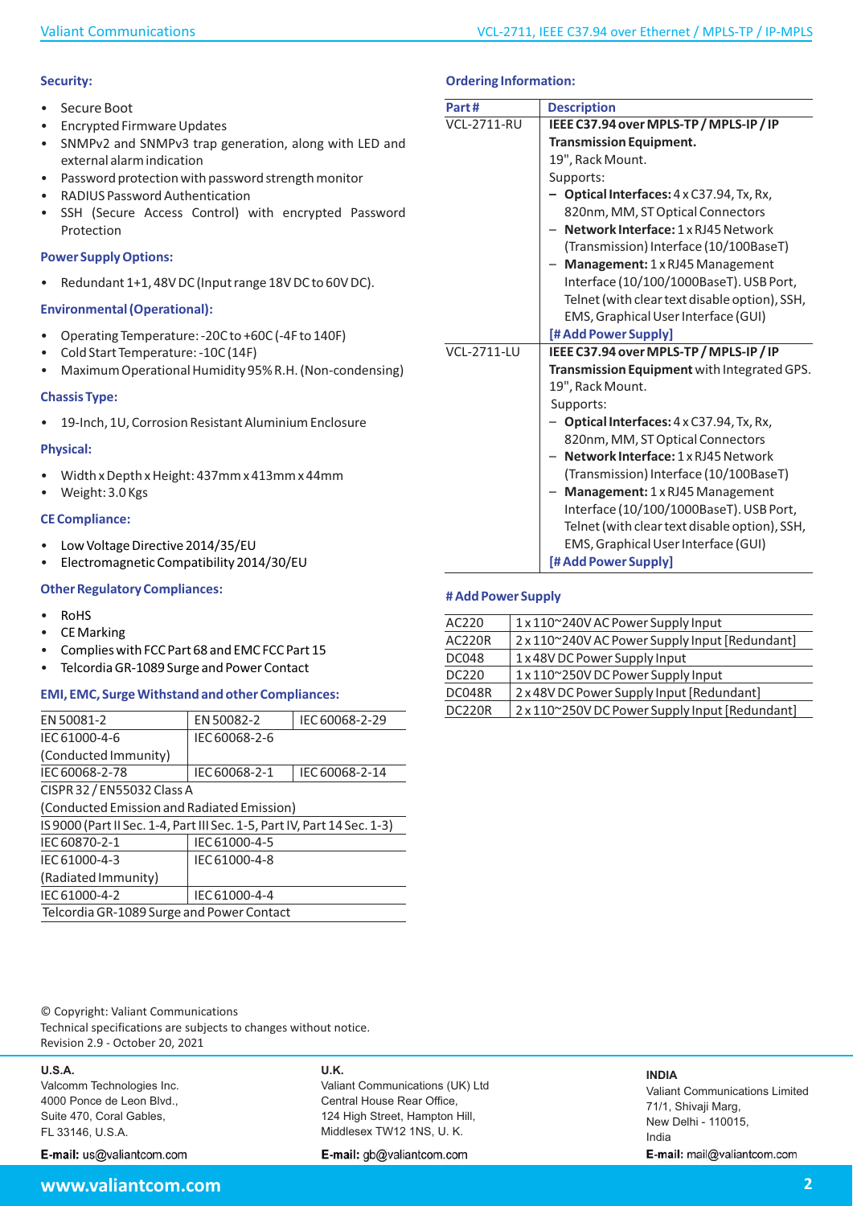### Security:

- Secure Boot
- Encrypted Firmware Updates
- SNMPv2 and SNMPv3 trap generation, along with LED and external alarm indication
- Password protection with password strength monitor
- RADIUS Password Authentication
- SSH (Secure Access Control) with encrypted Password Protection

### Power Supply Options:

- Redundant 1+1, 48V DC (Input range 18V DC to 60V DC).

### Environmental (Operational):

- Operating Temperature: -20C to +60C (-4F to 140F)
- Cold Start Temperature: -10C (14F)
- Maximum Operational Humidity 95% R.H. (Non-condensing)

### Chassis Type:

- 19-Inch, 1U, Corrosion Resistant Aluminium Enclosure

### Physical:

- Width x Depth x Height: 437mm x 413mm x 44mm
- Weight: 3.0 Kgs

### CE Compliance:

- Low Voltage Directive 2014/35/EU
- Electromagnetic Compatibility 2014/30/EU

### Other Regulatory Compliances:

- RoHS
- CE Marking
- Complies with FCC Part 68 and EMC FCC Part 15
- Telcordia GR-1089 Surge and Power Contact

### EMI, EMC, Surge Withstand and other Compliances:

| | | |
|---|---|---|
| EN 50081-2 | EN 50082-2 | IEC 60068-2-29 |
| IEC 61000-4-6 (Conducted Immunity) | IEC 60068-2-6 | |
| IEC 60068-2-78 | IEC 60068-2-1 | IEC 60068-2-14 |
| CISPR 32 / EN55032 Class A (Conducted Emission and Radiated Emission) | | |
| IS 9000 (Part II Sec. 1-4, Part III Sec. 1-5, Part IV, Part 14 Sec. 1-3) | | |
| IEC 60870-2-1 | IEC 61000-4-5 | |
| IEC 61000-4-3 (Radiated Immunity) | IEC 61000-4-8 | |
| IEC 61000-4-2 | IEC 61000-4-4 | |
| Telcordia GR-1089 Surge and Power Contact | | |

### Ordering Information:

| Part # | Description |
|---|---|
| VCL-2711-RU | **IEEE C37.94 over MPLS-TP / MPLS-IP / IP Transmission Equipment.**<br>19", Rack Mount.<br>Supports:<br>– **Optical Interfaces:** 4 x C37.94, Tx, Rx, 820nm, MM, ST Optical Connectors<br>– **Network Interface:** 1 x RJ45 Network (Transmission) Interface (10/100BaseT)<br>– **Management:** 1 x RJ45 Management Interface (10/100/1000BaseT). USB Port, Telnet (with clear text disable option), SSH, EMS, Graphical User Interface (GUI)<br>**[# Add Power Supply]** |
| VCL-2711-LU | **IEEE C37.94 over MPLS-TP / MPLS-IP / IP Transmission Equipment** with Integrated GPS.<br>19", Rack Mount.<br>Supports:<br>– **Optical Interfaces:** 4 x C37.94, Tx, Rx, 820nm, MM, ST Optical Connectors<br>– **Network Interface:** 1 x RJ45 Network (Transmission) Interface (10/100BaseT)<br>– **Management:** 1 x RJ45 Management Interface (10/100/1000BaseT). USB Port, Telnet (with clear text disable option), SSH, EMS, Graphical User Interface (GUI)<br>**[# Add Power Supply]** |

### # Add Power Supply

| | |
|---|---|
| AC220 | 1 x 110~240V AC Power Supply Input |
| AC220R | 2 x 110~240V AC Power Supply Input [Redundant] |
| DC048 | 1 x 48V DC Power Supply Input |
| DC220 | 1 x 110~250V DC Power Supply Input |
| DC048R | 2 x 48V DC Power Supply Input [Redundant] |
| DC220R | 2 x 110~250V DC Power Supply Input [Redundant] |

© Copyright: Valiant Communications
Technical specifications are subjects to changes without notice.
Revision 2.9 - October 20, 2021

**U.S.A.**
Valcomm Technologies Inc.
4000 Ponce de Leon Blvd.,
Suite 470, Coral Gables,
FL 33146, U.S.A.
**E-mail:** us@valiantcom.com

**U.K.**
Valiant Communications (UK) Ltd
Central House Rear Office,
124 High Street, Hampton Hill,
Middlesex TW12 1NS, U. K.
**E-mail:** gb@valiantcom.com

**INDIA**
Valiant Communications Limited
71/1, Shivaji Marg,
New Delhi - 110015,
India
**E-mail:** mail@valiantcom.com

**www.valiantcom.com**